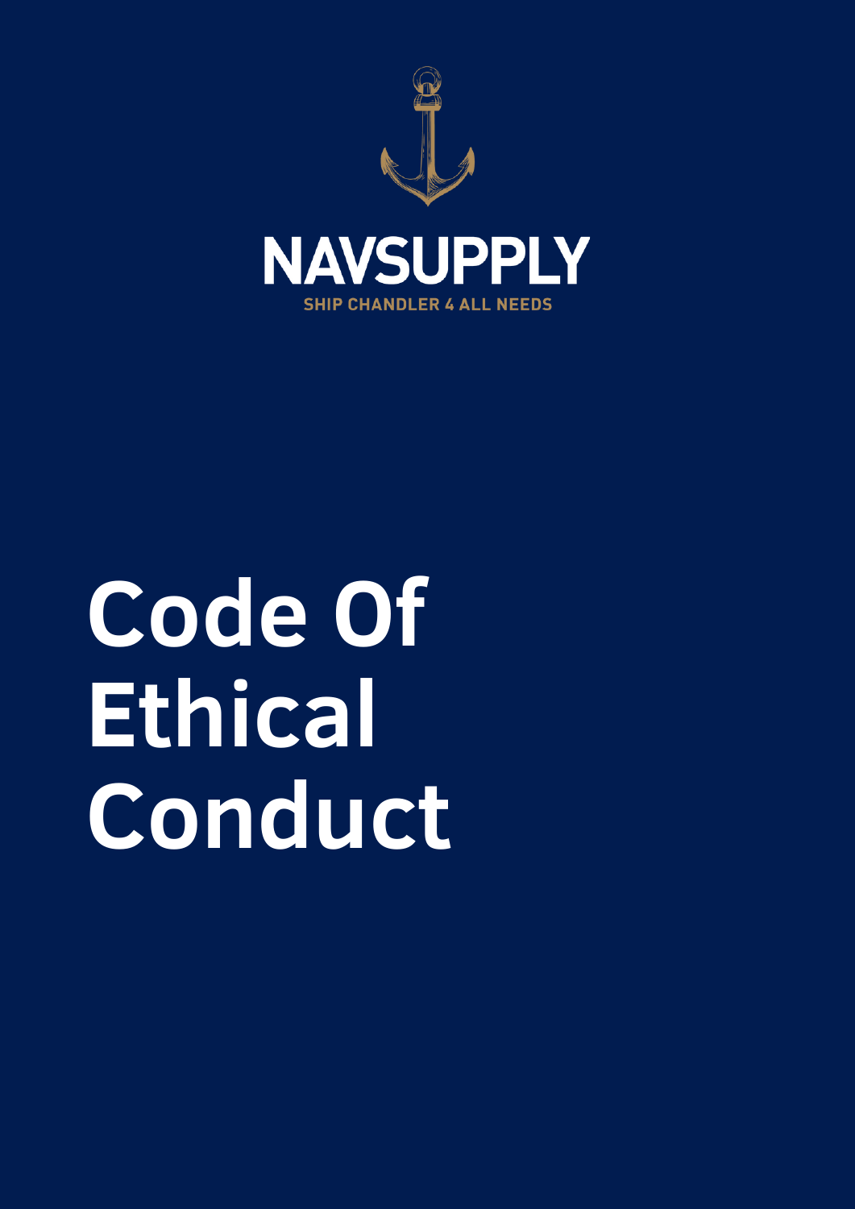NAVSUPPLY

SHIP CHANDLER 4 ALL NEEDS

# Code Of Ethical Conduct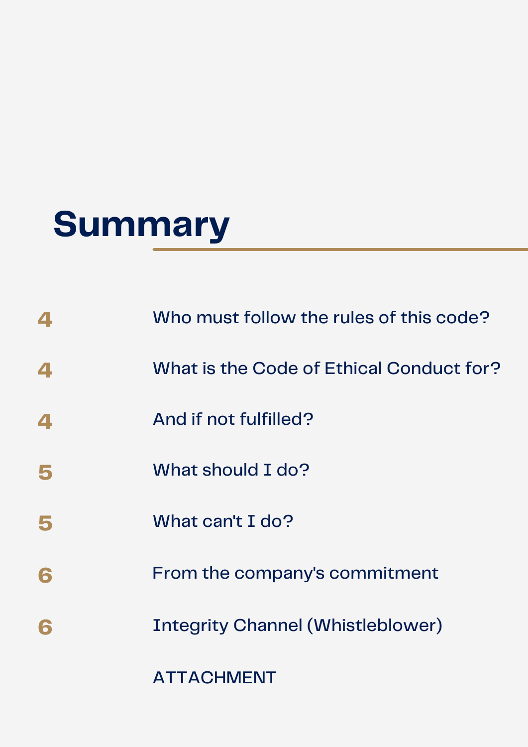# Summary

| | |
|---|---|
| 4 | Who must follow the rules of this code? |
| 4 | What is the Code of Ethical Conduct for? |
| 4 | And if not fulfilled? |
| 5 | What should I do? |
| 5 | What can't I do? |
| 6 | From the company's commitment |
| 6 | Integrity Channel (Whistleblower) |
| | ATTACHMENT |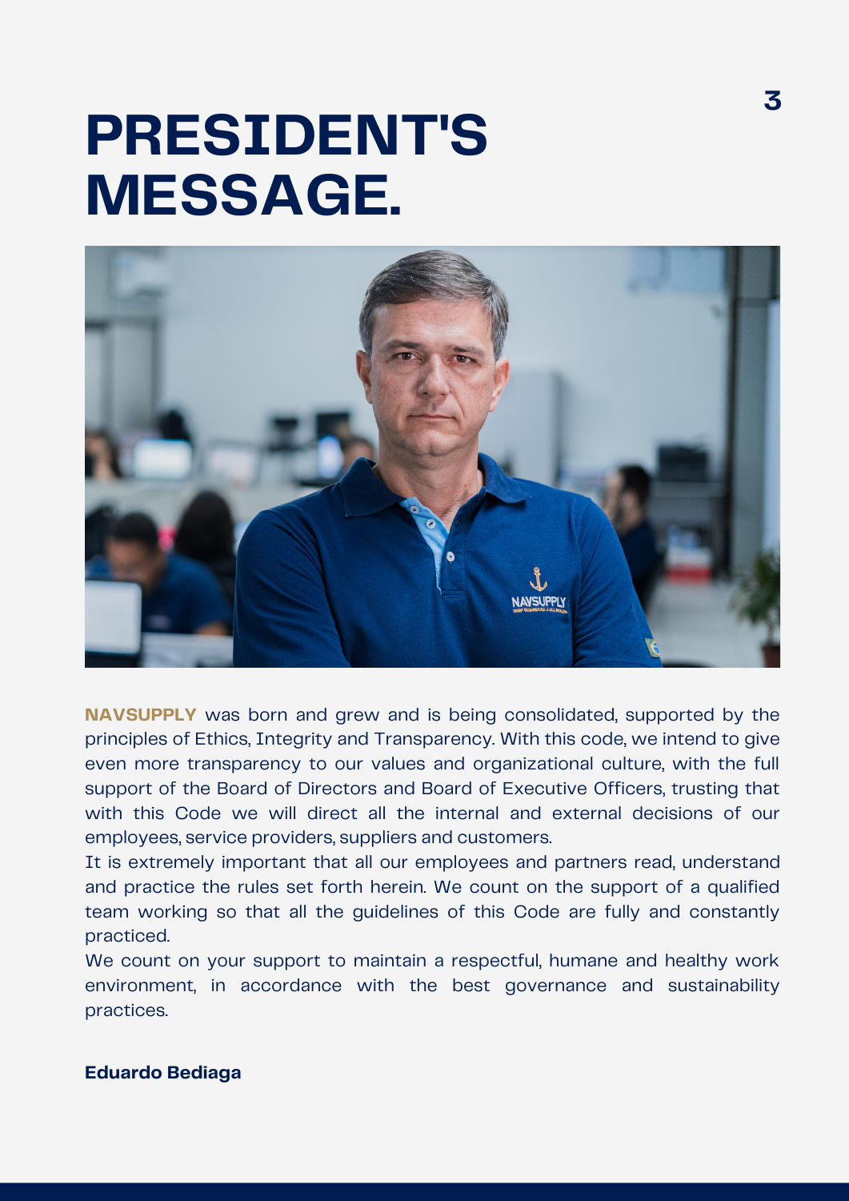# PRESIDENT'S MESSAGE.

**NAVSUPPLY** was born and grew and is being consolidated, supported by the principles of Ethics, Integrity and Transparency. With this code, we intend to give even more transparency to our values and organizational culture, with the full support of the Board of Directors and Board of Executive Officers, trusting that with this Code we will direct all the internal and external decisions of our employees, service providers, suppliers and customers.

It is extremely important that all our employees and partners read, understand and practice the rules set forth herein. We count on the support of a qualified team working so that all the guidelines of this Code are fully and constantly practiced.

We count on your support to maintain a respectful, humane and healthy work environment, in accordance with the best governance and sustainability practices.

**Eduardo Bediaga**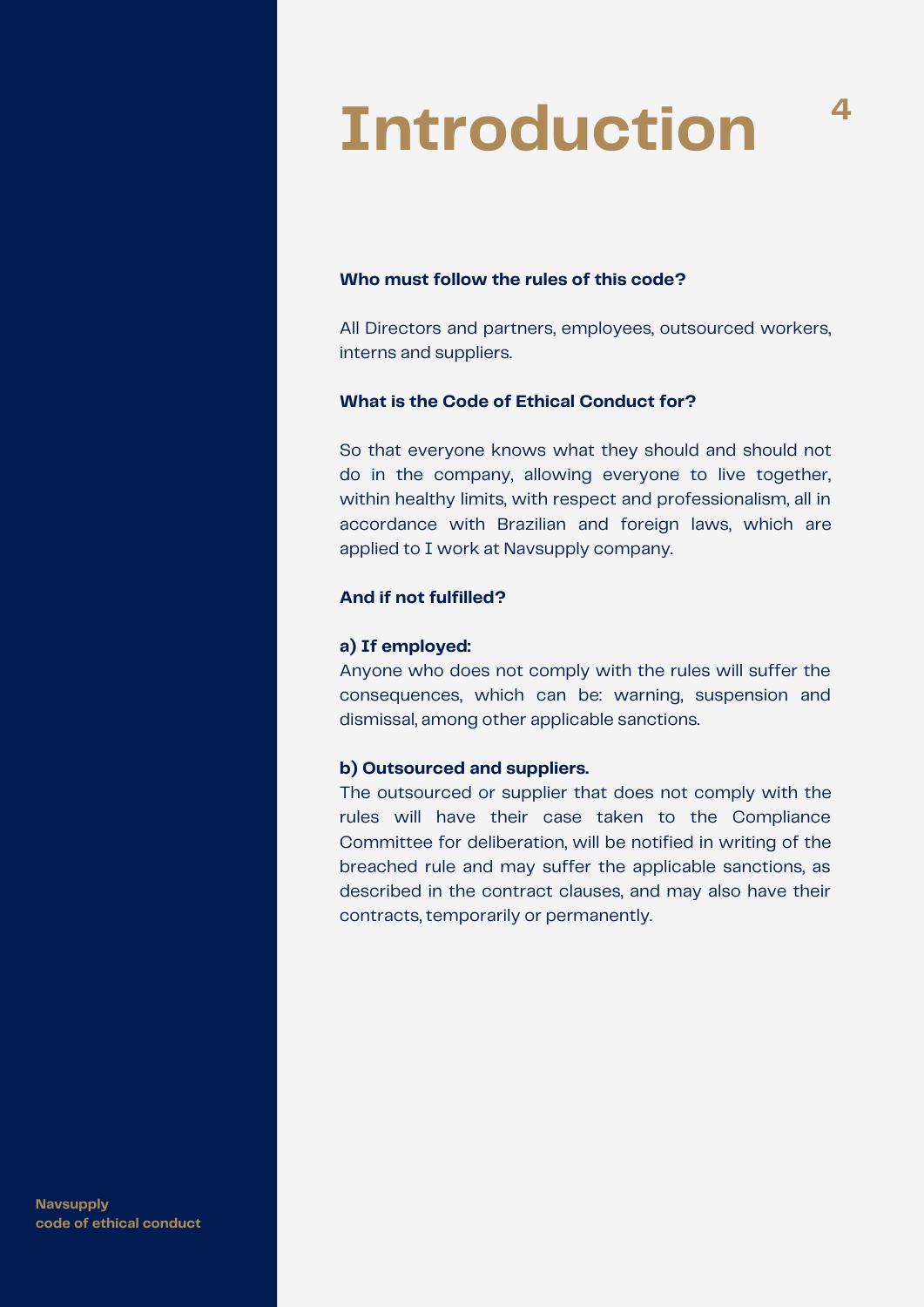# Introduction

**Who must follow the rules of this code?**

All Directors and partners, employees, outsourced workers, interns and suppliers.

**What is the Code of Ethical Conduct for?**

So that everyone knows what they should and should not do in the company, allowing everyone to live together, within healthy limits, with respect and professionalism, all in accordance with Brazilian and foreign laws, which are applied to I work at Navsupply company.

**And if not fulfilled?**

**a) If employed:**
Anyone who does not comply with the rules will suffer the consequences, which can be: warning, suspension and dismissal, among other applicable sanctions.

**b) Outsourced and suppliers.**
The outsourced or supplier that does not comply with the rules will have their case taken to the Compliance Committee for deliberation, will be notified in writing of the breached rule and may suffer the applicable sanctions, as described in the contract clauses, and may also have their contracts, temporarily or permanently.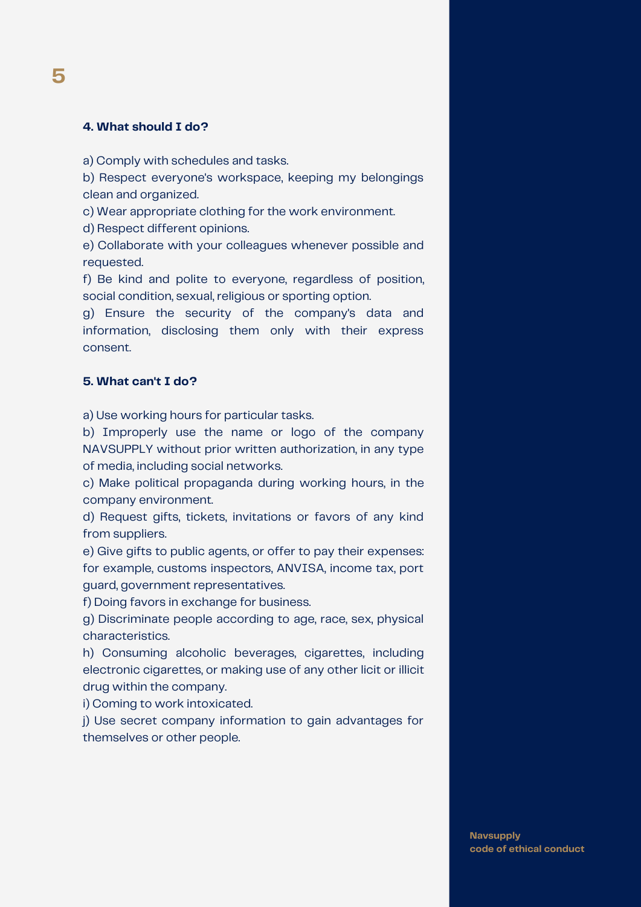#### 4. What should I do?

a) Comply with schedules and tasks.
b) Respect everyone's workspace, keeping my belongings clean and organized.
c) Wear appropriate clothing for the work environment.
d) Respect different opinions.
e) Collaborate with your colleagues whenever possible and requested.
f) Be kind and polite to everyone, regardless of position, social condition, sexual, religious or sporting option.
g) Ensure the security of the company's data and information, disclosing them only with their express consent.

#### 5. What can't I do?

a) Use working hours for particular tasks.
b) Improperly use the name or logo of the company NAVSUPPLY without prior written authorization, in any type of media, including social networks.
c) Make political propaganda during working hours, in the company environment.
d) Request gifts, tickets, invitations or favors of any kind from suppliers.
e) Give gifts to public agents, or offer to pay their expenses: for example, customs inspectors, ANVISA, income tax, port guard, government representatives.
f) Doing favors in exchange for business.
g) Discriminate people according to age, race, sex, physical characteristics.
h) Consuming alcoholic beverages, cigarettes, including electronic cigarettes, or making use of any other licit or illicit drug within the company.
i) Coming to work intoxicated.
j) Use secret company information to gain advantages for themselves or other people.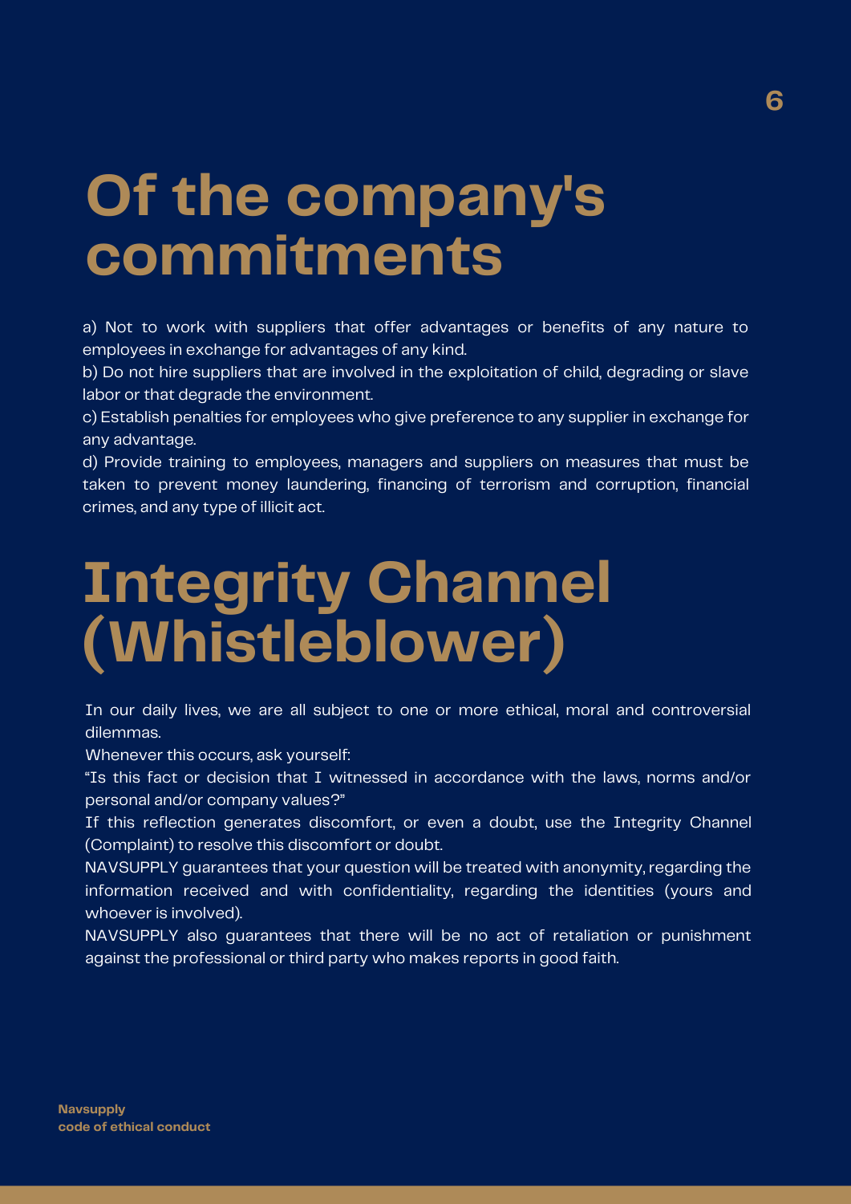# Of the company's commitments

a) Not to work with suppliers that offer advantages or benefits of any nature to employees in exchange for advantages of any kind.
b) Do not hire suppliers that are involved in the exploitation of child, degrading or slave labor or that degrade the environment.
c) Establish penalties for employees who give preference to any supplier in exchange for any advantage.
d) Provide training to employees, managers and suppliers on measures that must be taken to prevent money laundering, financing of terrorism and corruption, financial crimes, and any type of illicit act.

# Integrity Channel (Whistleblower)

In our daily lives, we are all subject to one or more ethical, moral and controversial dilemmas.
Whenever this occurs, ask yourself:
"Is this fact or decision that I witnessed in accordance with the laws, norms and/or personal and/or company values?"
If this reflection generates discomfort, or even a doubt, use the Integrity Channel (Complaint) to resolve this discomfort or doubt.
NAVSUPPLY guarantees that your question will be treated with anonymity, regarding the information received and with confidentiality, regarding the identities (yours and whoever is involved).
NAVSUPPLY also guarantees that there will be no act of retaliation or punishment against the professional or third party who makes reports in good faith.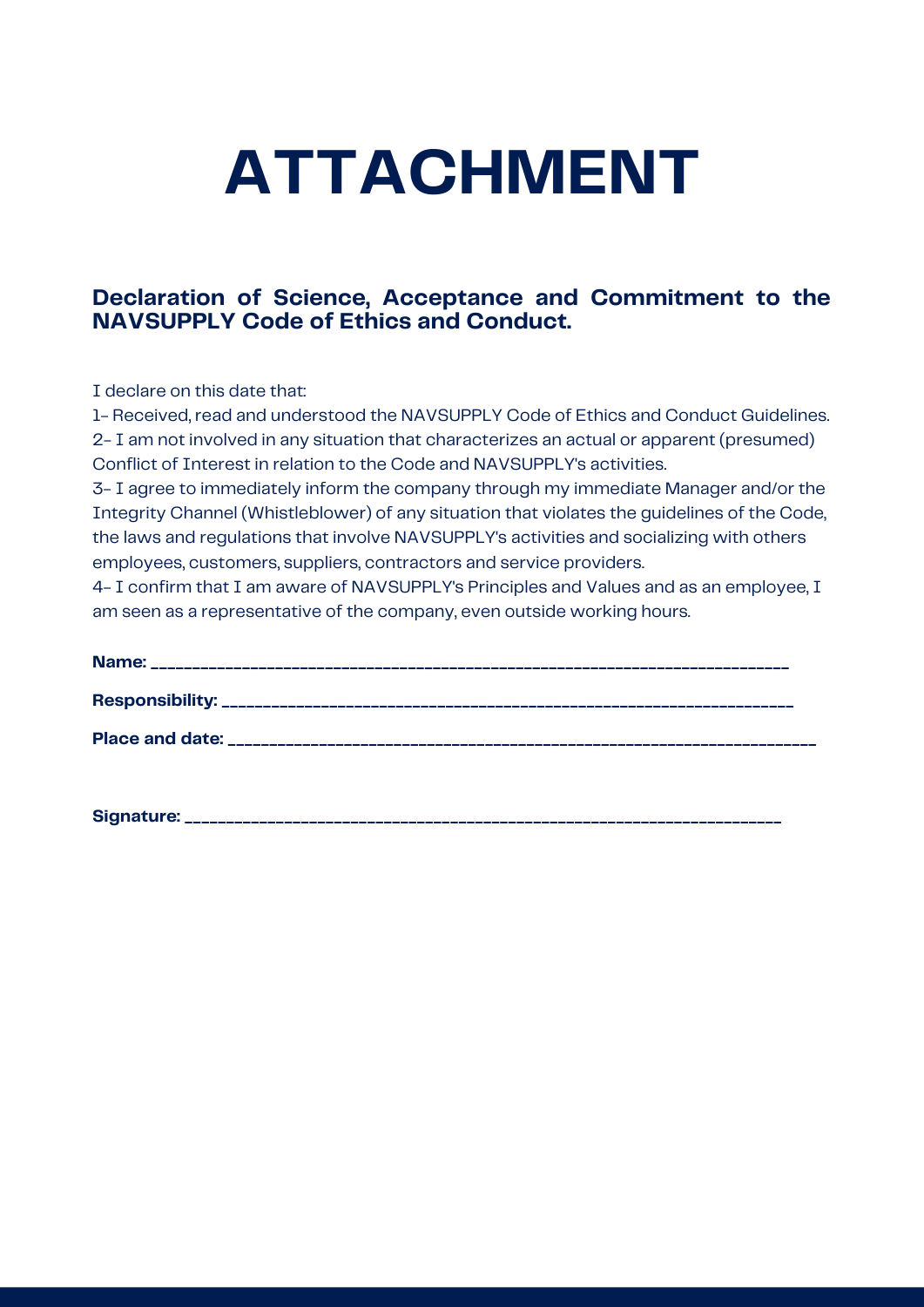# ATTACHMENT

### Declaration of Science, Acceptance and Commitment to the NAVSUPPLY Code of Ethics and Conduct.

I declare on this date that:

1- Received, read and understood the NAVSUPPLY Code of Ethics and Conduct Guidelines.

2- I am not involved in any situation that characterizes an actual or apparent (presumed) Conflict of Interest in relation to the Code and NAVSUPPLY's activities.

3- I agree to immediately inform the company through my immediate Manager and/or the Integrity Channel (Whistleblower) of any situation that violates the guidelines of the Code, the laws and regulations that involve NAVSUPPLY's activities and socializing with others employees, customers, suppliers, contractors and service providers.

4- I confirm that I am aware of NAVSUPPLY's Principles and Values and as an employee, I am seen as a representative of the company, even outside working hours.

**Name:** ___________________________________________________________________________

**Responsibility:** ____________________________________________________________________

**Place and date:** ____________________________________________________________________

**Signature:** _______________________________________________________________________